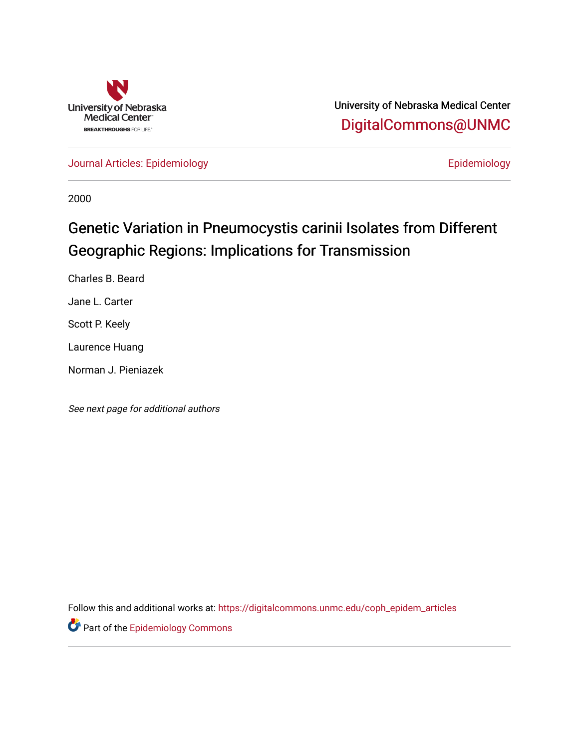University of Nebraska Medical Center

DigitalCommons@UNMC

Journal Articles: Epidemiology

Epidemiology

2000

# Genetic Variation in Pneumocystis carinii Isolates from Different Geographic Regions: Implications for Transmission

Charles B. Beard

Jane L. Carter

Scott P. Keely

Laurence Huang

Norman J. Pieniazek

*See next page for additional authors*

Follow this and additional works at: https://digitalcommons.unmc.edu/coph_epidem_articles

Part of the Epidemiology Commons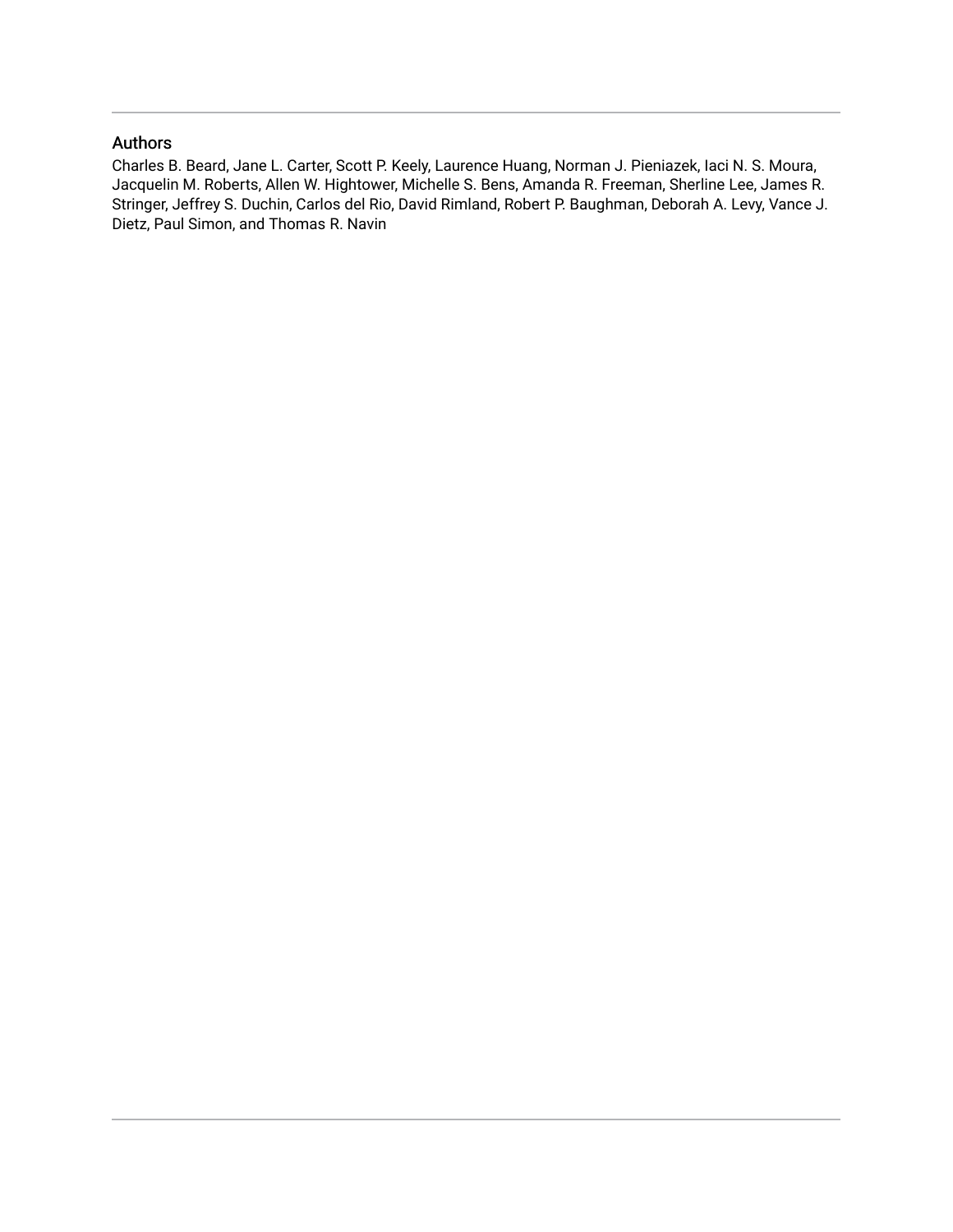## Authors

Charles B. Beard, Jane L. Carter, Scott P. Keely, Laurence Huang, Norman J. Pieniazek, Iaci N. S. Moura, Jacquelin M. Roberts, Allen W. Hightower, Michelle S. Bens, Amanda R. Freeman, Sherline Lee, James R. Stringer, Jeffrey S. Duchin, Carlos del Rio, David Rimland, Robert P. Baughman, Deborah A. Levy, Vance J. Dietz, Paul Simon, and Thomas R. Navin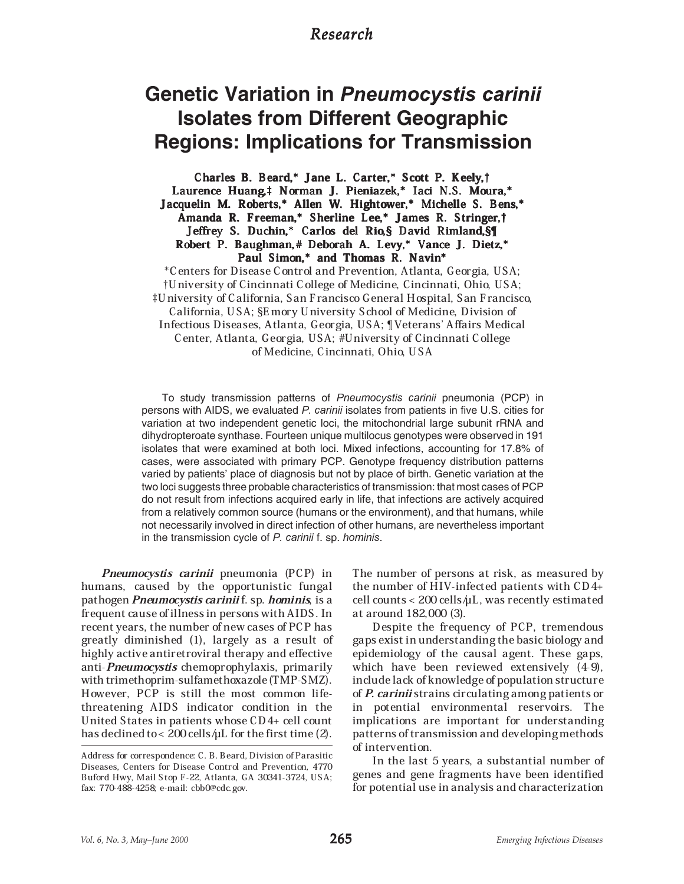Research

# Genetic Variation in *Pneumocystis carinii* Isolates from Different Geographic Regions: Implications for Transmission

**Charles B. Beard,\* Jane L. Carter,\* Scott P. Keely,† Laurence Huang,‡ Norman J. Pieniazek,\* Iaci N.S. Moura,\* Jacquelin M. Roberts,\* Allen W. Hightower,\* Michelle S. Bens,\* Amanda R. Freeman,\* Sherline Lee,\* James R. Stringer,† Jeffrey S. Duchin,\* Carlos del Rio,§ David Rimland,§¶ Robert P. Baughman,# Deborah A. Levy,\* Vance J. Dietz,\* Paul Simon,\* and Thomas R. Navin\***

\*Centers for Disease Control and Prevention, Atlanta, Georgia, USA; †University of Cincinnati College of Medicine, Cincinnati, Ohio, USA; ‡University of California, San Francisco General Hospital, San Francisco, California, USA; §Emory University School of Medicine, Division of Infectious Diseases, Atlanta, Georgia, USA; ¶Veterans' Affairs Medical Center, Atlanta, Georgia, USA; #University of Cincinnati College of Medicine, Cincinnati, Ohio, USA

To study transmission patterns of *Pneumocystis carinii* pneumonia (PCP) in persons with AIDS, we evaluated *P. carinii* isolates from patients in five U.S. cities for variation at two independent genetic loci, the mitochondrial large subunit rRNA and dihydropteroate synthase. Fourteen unique multilocus genotypes were observed in 191 isolates that were examined at both loci. Mixed infections, accounting for 17.8% of cases, were associated with primary PCP. Genotype frequency distribution patterns varied by patients' place of diagnosis but not by place of birth. Genetic variation at the two loci suggests three probable characteristics of transmission: that most cases of PCP do not result from infections acquired early in life, that infections are actively acquired from a relatively common source (humans or the environment), and that humans, while not necessarily involved in direct infection of other humans, are nevertheless important in the transmission cycle of *P. carinii* f. sp. *hominis*.

***Pneumocystis carinii*** pneumonia (PCP) in humans, caused by the opportunistic fungal pathogen ***Pneumocystis carinii*** f. sp. ***hominis***, is a frequent cause of illness in persons with AIDS. In recent years, the number of new cases of PCP has greatly diminished (1), largely as a result of highly active antiretroviral therapy and effective anti-***Pneumocystis*** chemoprophylaxis, primarily with trimethoprim-sulfamethoxazole (TMP-SMZ). However, PCP is still the most common life-threatening AIDS indicator condition in the United States in patients whose CD4+ cell count has declined to < 200 cells/µL for the first time (2). The number of persons at risk, as measured by the number of HIV-infected patients with CD4+ cell counts < 200 cells/µL, was recently estimated at around 182,000 (3).

Despite the frequency of PCP, tremendous gaps exist in understanding the basic biology and epidemiology of the causal agent. These gaps, which have been reviewed extensively (4-9), include lack of knowledge of population structure of ***P. carinii*** strains circulating among patients or in potential environmental reservoirs. The implications are important for understanding patterns of transmission and developing methods of intervention.

In the last 5 years, a substantial number of genes and gene fragments have been identified for potential use in analysis and characterization

Address for correspondence: C. B. Beard, Division of Parasitic Diseases, Centers for Disease Control and Prevention, 4770 Buford Hwy, Mail Stop F-22, Atlanta, GA 30341-3724, USA; fax: 770-488-4258; e-mail: cbb0@cdc.gov.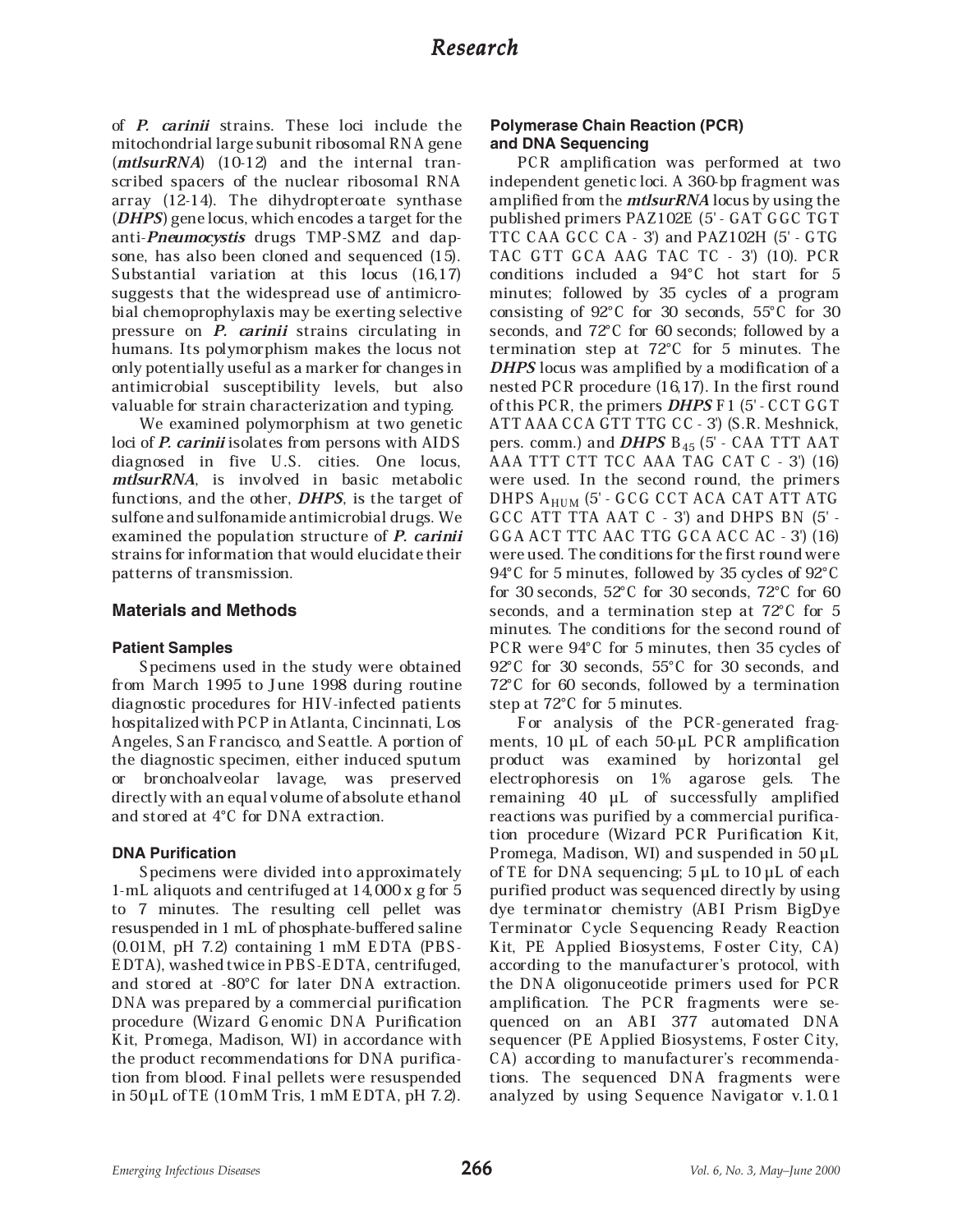of ***P. carinii*** strains. These loci include the mitochondrial large subunit ribosomal RNA gene (***mtlsurRNA***) (10-12) and the internal transcribed spacers of the nuclear ribosomal RNA array (12-14). The dihydropteroate synthase (***DHPS***) gene locus, which encodes a target for the anti-***Pneumocystis*** drugs TMP-SMZ and dapsone, has also been cloned and sequenced (15). Substantial variation at this locus (16,17) suggests that the widespread use of antimicrobial chemoprophylaxis may be exerting selective pressure on ***P. carinii*** strains circulating in humans. Its polymorphism makes the locus not only potentially useful as a marker for changes in antimicrobial susceptibility levels, but also valuable for strain characterization and typing.

We examined polymorphism at two genetic loci of ***P. carinii*** isolates from persons with AIDS diagnosed in five U.S. cities. One locus, ***mtlsurRNA***, is involved in basic metabolic functions, and the other, ***DHPS***, is the target of sulfone and sulfonamide antimicrobial drugs. We examined the population structure of ***P. carinii*** strains for information that would elucidate their patterns of transmission.

## Materials and Methods

### Patient Samples

Specimens used in the study were obtained from March 1995 to June 1998 during routine diagnostic procedures for HIV-infected patients hospitalized with PCP in Atlanta, Cincinnati, Los Angeles, San Francisco, and Seattle. A portion of the diagnostic specimen, either induced sputum or bronchoalveolar lavage, was preserved directly with an equal volume of absolute ethanol and stored at 4°C for DNA extraction.

### DNA Purification

Specimens were divided into approximately 1-mL aliquots and centrifuged at 14,000 x g for 5 to 7 minutes. The resulting cell pellet was resuspended in 1 mL of phosphate-buffered saline (0.01M, pH 7.2) containing 1 mM EDTA (PBS-EDTA), washed twice in PBS-EDTA, centrifuged, and stored at -80°C for later DNA extraction. DNA was prepared by a commercial purification procedure (Wizard Genomic DNA Purification Kit, Promega, Madison, WI) in accordance with the product recommendations for DNA purification from blood. Final pellets were resuspended in 50 µL of TE (10 mM Tris, 1 mM EDTA, pH 7.2).

### Polymerase Chain Reaction (PCR) and DNA Sequencing

PCR amplification was performed at two independent genetic loci. A 360-bp fragment was amplified from the ***mtlsurRNA*** locus by using the published primers PAZ102E (5' - GAT GGC TGT TTC CAA GCC CA - 3') and PAZ102H (5' - GTG TAC GTT GCA AAG TAC TC - 3') (10). PCR conditions included a 94°C hot start for 5 minutes; followed by 35 cycles of a program consisting of 92°C for 30 seconds, 55°C for 30 seconds, and 72°C for 60 seconds; followed by a termination step at 72°C for 5 minutes. The ***DHPS*** locus was amplified by a modification of a nested PCR procedure (16,17). In the first round of this PCR, the primers ***DHPS*** F1 (5' - CCT GGT ATT AAA CCA GTT TTG CC - 3') (S.R. Meshnick, pers. comm.) and ***DHPS*** $B_{45}$ (5' - CAA TTT AAT AAA TTT CTT TCC AAA TAG CAT C - 3') (16) were used. In the second round, the primers DHPS $A_{HUM}$ (5' - GCG CCT ACA CAT ATT ATG GCC ATT TTA AAT C - 3') and DHPS BN (5' - GGA ACT TTC AAC TTG GCA ACC AC - 3') (16) were used. The conditions for the first round were 94°C for 5 minutes, followed by 35 cycles of 92°C for 30 seconds, 52°C for 30 seconds, 72°C for 60 seconds, and a termination step at 72°C for 5 minutes. The conditions for the second round of PCR were 94°C for 5 minutes, then 35 cycles of 92°C for 30 seconds, 55°C for 30 seconds, and 72°C for 60 seconds, followed by a termination step at 72°C for 5 minutes.

For analysis of the PCR-generated fragments, 10 µL of each 50-µL PCR amplification product was examined by horizontal gel electrophoresis on 1% agarose gels. The remaining 40 µL of successfully amplified reactions was purified by a commercial purification procedure (Wizard PCR Purification Kit, Promega, Madison, WI) and suspended in 50 µL of TE for DNA sequencing; 5 µL to 10 µL of each purified product was sequenced directly by using dye terminator chemistry (ABI Prism BigDye Terminator Cycle Sequencing Ready Reaction Kit, PE Applied Biosystems, Foster City, CA) according to the manufacturer's protocol, with the DNA oligonuceotide primers used for PCR amplification. The PCR fragments were sequenced on an ABI 377 automated DNA sequencer (PE Applied Biosystems, Foster City, CA) according to manufacturer's recommendations. The sequenced DNA fragments were analyzed by using Sequence Navigator v.1.0.1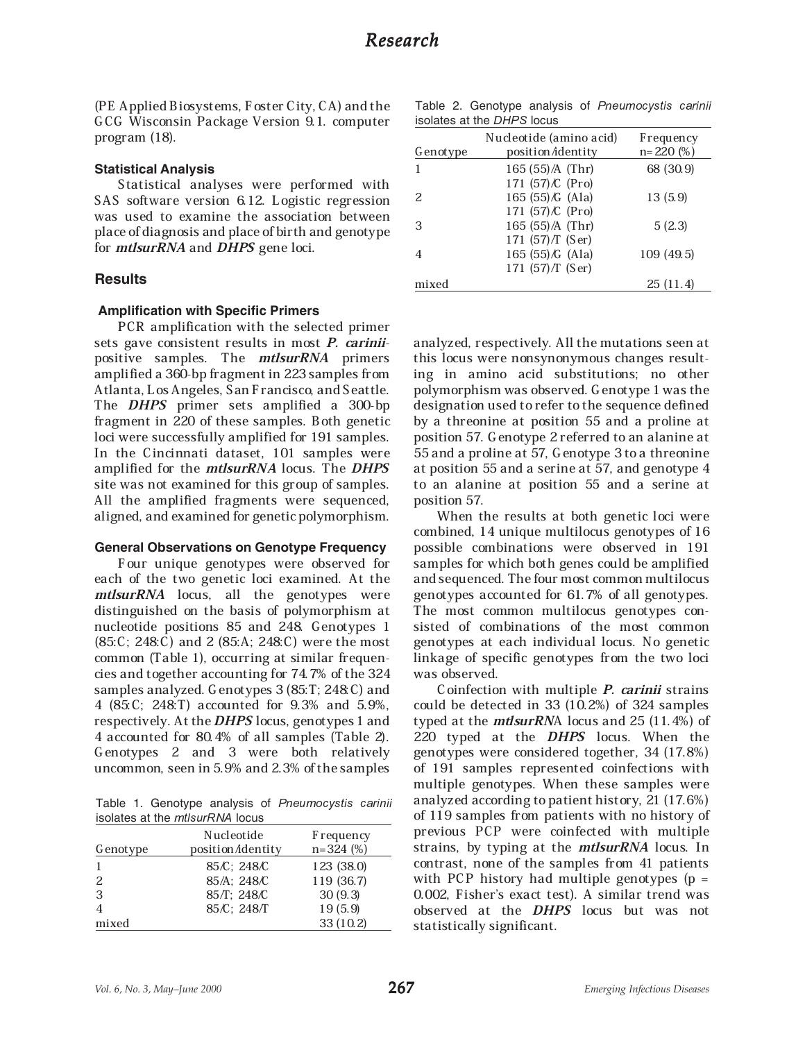(PE Applied Biosystems, Foster City, CA) and the GCG Wisconsin Package Version 9.1. computer program (18).

### Statistical Analysis

Statistical analyses were performed with SAS software version 6.12. Logistic regression was used to examine the association between place of diagnosis and place of birth and genotype for ***mtlsurRNA*** and ***DHPS*** gene loci.

## Results

### Amplification with Specific Primers

PCR amplification with the selected primer sets gave consistent results in most ***P. carinii***-positive samples. The ***mtlsurRNA*** primers amplified a 360-bp fragment in 223 samples from Atlanta, Los Angeles, San Francisco, and Seattle. The ***DHPS*** primer sets amplified a 300-bp fragment in 220 of these samples. Both genetic loci were successfully amplified for 191 samples. In the Cincinnati dataset, 101 samples were amplified for the *mtlsurRNA* locus. The ***DHPS*** site was not examined for this group of samples. All the amplified fragments were sequenced, aligned, and examined for genetic polymorphism.

### General Observations on Genotype Frequency

Four unique genotypes were observed for each of the two genetic loci examined. At the ***mtlsurRNA*** locus, all the genotypes were distinguished on the basis of polymorphism at nucleotide positions 85 and 248. Genotypes 1 (85:C; 248:C) and 2 (85:A; 248:C) were the most common (Table 1), occurring at similar frequencies and together accounting for 74.7% of the 324 samples analyzed. Genotypes 3 (85:T; 248:C) and 4 (85:C; 248:T) accounted for 9.3% and 5.9%, respectively. At the ***DHPS*** locus, genotypes 1 and 4 accounted for 80.4% of all samples (Table 2). Genotypes 2 and 3 were both relatively uncommon, seen in 5.9% and 2.3% of the samples analyzed, respectively. All the mutations seen at this locus were nonsynonymous changes resulting in amino acid substitutions; no other polymorphism was observed. Genotype 1 was the designation used to refer to the sequence defined by a threonine at position 55 and a proline at position 57. Genotype 2 referred to an alanine at 55 and a proline at 57, Genotype 3 to a threonine at position 55 and a serine at 57, and genotype 4 to an alanine at position 55 and a serine at position 57.

Table 1. Genotype analysis of *Pneumocystis carinii* isolates at the *mtlsurRNA* locus

| Genotype | Nucleotide position/identity | Frequency n=324 (%) |
|---|---|---|
| 1 | 85/C; 248/C | 123 (38.0) |
| 2 | 85/A; 248/C | 119 (36.7) |
| 3 | 85/T; 248/C | 30 (9.3) |
| 4 | 85/C; 248/T | 19 (5.9) |
| mixed | | 33 (10.2) |

Table 2. Genotype analysis of *Pneumocystis carinii* isolates at the *DHPS* locus

| Genotype | Nucleotide (amino acid) position/identity | Frequency n=220 (%) |
|---|---|---|
| 1 | 165 (55)/A (Thr)<br>171 (57)/C (Pro) | 68 (30.9) |
| 2 | 165 (55)/G (Ala)<br>171 (57)/C (Pro) | 13 (5.9) |
| 3 | 165 (55)/A (Thr)<br>171 (57)/T (Ser) | 5 (2.3) |
| 4 | 165 (55)/G (Ala)<br>171 (57)/T (Ser) | 109 (49.5) |
| mixed | | 25 (11.4) |

When the results at both genetic loci were combined, 14 unique multilocus genotypes of 16 possible combinations were observed in 191 samples for which both genes could be amplified and sequenced. The four most common multilocus genotypes accounted for 61.7% of all genotypes. The most common multilocus genotypes consisted of combinations of the most common genotypes at each individual locus. No genetic linkage of specific genotypes from the two loci was observed.

Coinfection with multiple ***P. carinii*** strains could be detected in 33 (10.2%) of 324 samples typed at the ***mtlsurRN***A locus and 25 (11.4%) of 220 typed at the ***DHPS*** locus. When the genotypes were considered together, 34 (17.8%) of 191 samples represented coinfections with multiple genotypes. When these samples were analyzed according to patient history, 21 (17.6%) of 119 samples from patients with no history of previous PCP were coinfected with multiple strains, by typing at the ***mtlsurRNA*** locus. In contrast, none of the samples from 41 patients with PCP history had multiple genotypes ($p = 0.002$, Fisher's exact test). A similar trend was observed at the ***DHPS*** locus but was not statistically significant.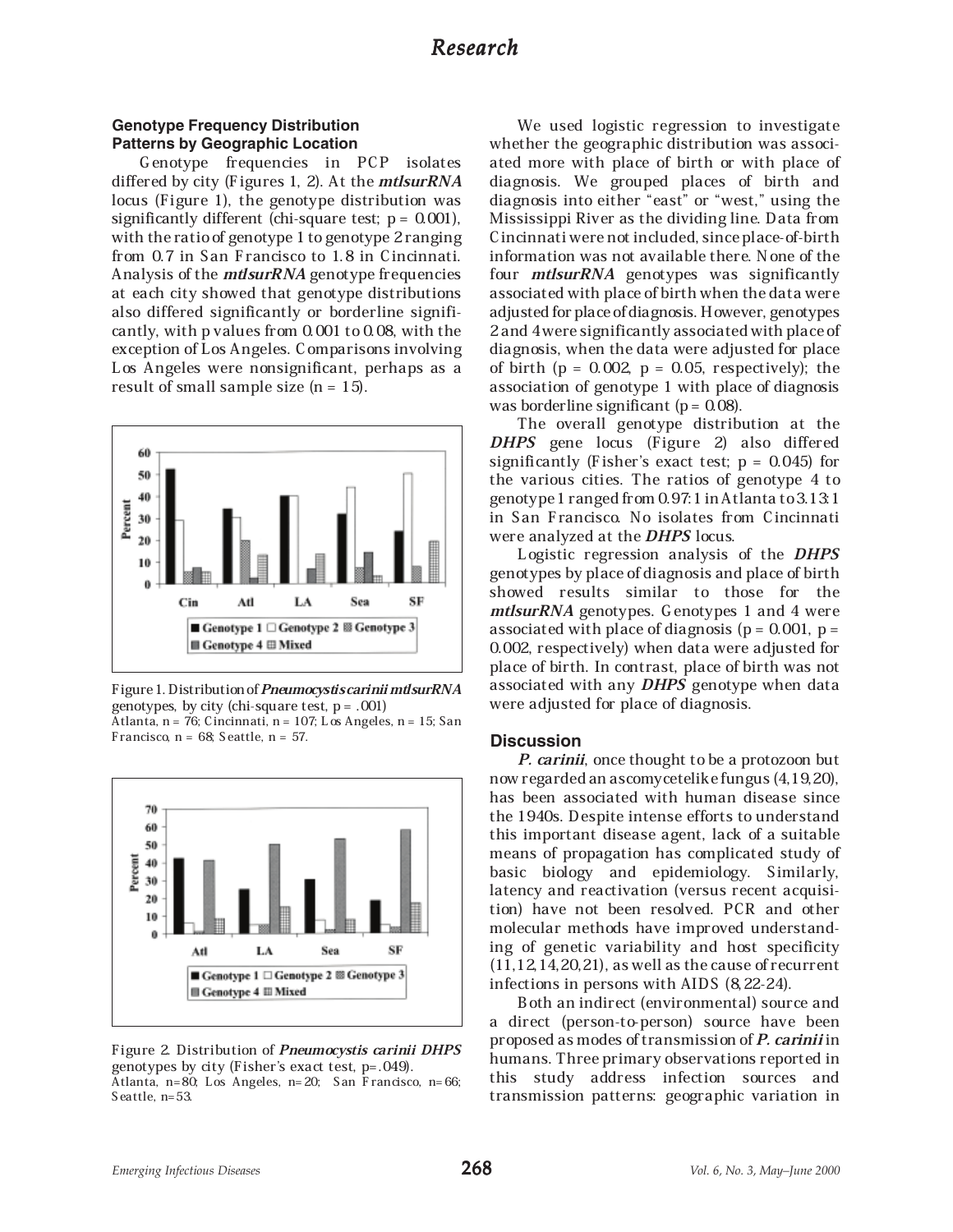### Genotype Frequency Distribution Patterns by Geographic Location

Genotype frequencies in PCP isolates differed by city (Figures 1, 2). At the ***mtlsurRNA*** locus (Figure 1), the genotype distribution was significantly different (chi-square test; p = 0.001), with the ratio of genotype 1 to genotype 2 ranging from 0.7 in San Francisco to 1.8 in Cincinnati. Analysis of the ***mtlsurRNA*** genotype frequencies at each city showed that genotype distributions also differed significantly or borderline significantly, with p values from 0.001 to 0.08, with the exception of Los Angeles. Comparisons involving Los Angeles were nonsignificant, perhaps as a result of small sample size (n = 15).

Figure 1. Distribution of ***Pneumocystis carinii mtlsurRNA*** genotypes, by city (chi-square test, p = .001)
Atlanta, n = 76; Cincinnati, n = 107; Los Angeles, n = 15; San Francisco, n = 68; Seattle, n = 57.

Figure 2. Distribution of ***Pneumocystis carinii DHPS*** genotypes by city (Fisher's exact test, p=.049).
Atlanta, n=80; Los Angeles, n=20; San Francisco, n=66; Seattle, n=53.

We used logistic regression to investigate whether the geographic distribution was associated more with place of birth or with place of diagnosis. We grouped places of birth and diagnosis into either "east" or "west," using the Mississippi River as the dividing line. Data from Cincinnati were not included, since place-of-birth information was not available there. None of the four ***mtlsurRNA*** genotypes was significantly associated with place of birth when the data were adjusted for place of diagnosis. However, genotypes 2 and 4 were significantly associated with place of diagnosis, when the data were adjusted for place of birth (p = 0.002, p = 0.05, respectively); the association of genotype 1 with place of diagnosis was borderline significant (p = 0.08).

The overall genotype distribution at the ***DHPS*** gene locus (Figure 2) also differed significantly (Fisher's exact test; p = 0.045) for the various cities. The ratios of genotype 4 to genotype 1 ranged from 0.97:1 in Atlanta to 3.13:1 in San Francisco. No isolates from Cincinnati were analyzed at the ***DHPS*** locus.

Logistic regression analysis of the ***DHPS*** genotypes by place of diagnosis and place of birth showed results similar to those for the ***mtlsurRNA*** genotypes. Genotypes 1 and 4 were associated with place of diagnosis (p = 0.001, p = 0.002, respectively) when data were adjusted for place of birth. In contrast, place of birth was not associated with any ***DHPS*** genotype when data were adjusted for place of diagnosis.

## Discussion

***P. carinii***, once thought to be a protozoon but now regarded an ascomycetelike fungus (4,19,20), has been associated with human disease since the 1940s. Despite intense efforts to understand this important disease agent, lack of a suitable means of propagation has complicated study of basic biology and epidemiology. Similarly, latency and reactivation (versus recent acquisition) have not been resolved. PCR and other molecular methods have improved understanding of genetic variability and host specificity (11,12,14,20,21), as well as the cause of recurrent infections in persons with AIDS (8,22-24).

Both an indirect (environmental) source and a direct (person-to-person) source have been proposed as modes of transmission of ***P. carinii*** in humans. Three primary observations reported in this study address infection sources and transmission patterns: geographic variation in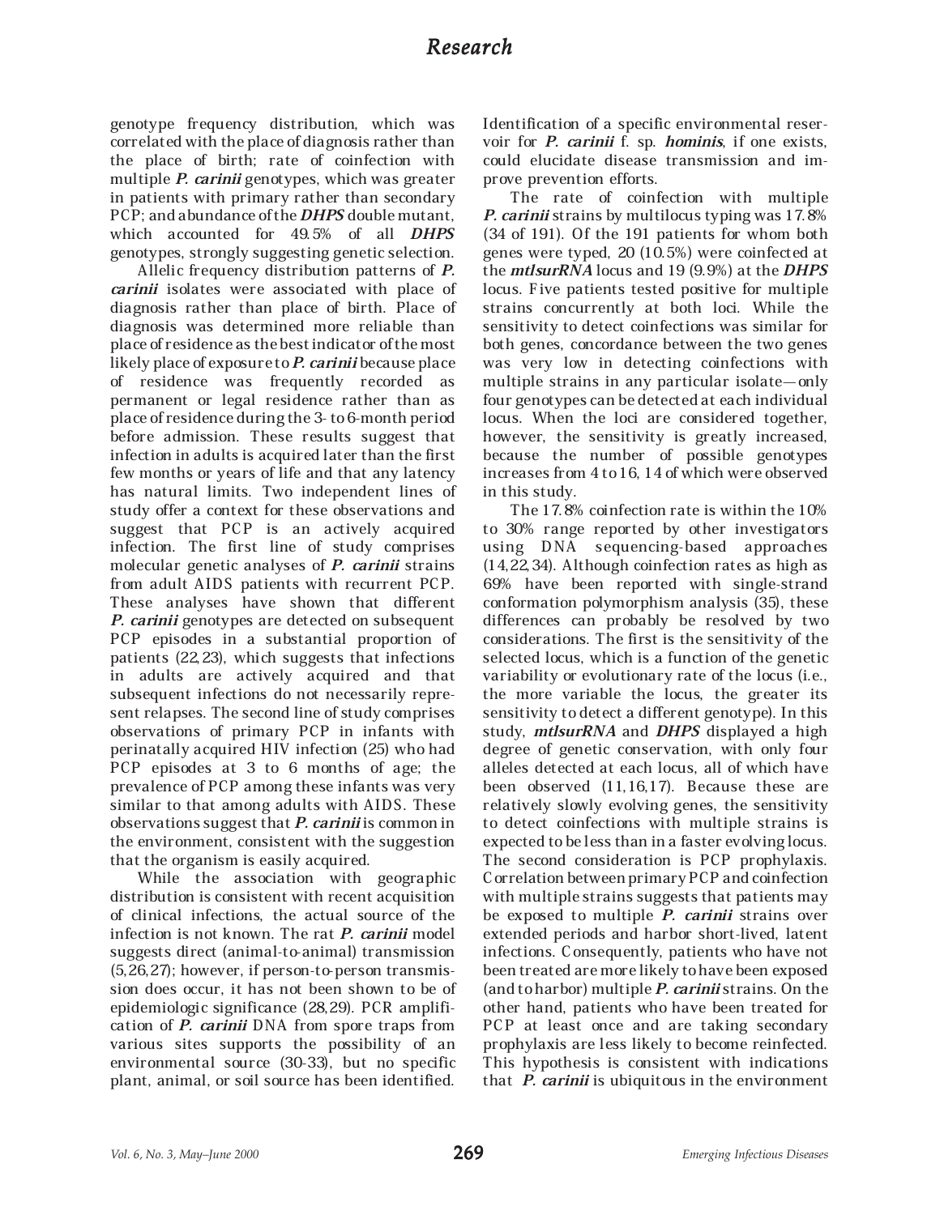genotype frequency distribution, which was correlated with the place of diagnosis rather than the place of birth; rate of coinfection with multiple ***P. carinii*** genotypes, which was greater in patients with primary rather than secondary PCP; and abundance of the ***DHPS*** double mutant, which accounted for 49.5% of all ***DHPS*** genotypes, strongly suggesting genetic selection.

Allelic frequency distribution patterns of ***P. carinii*** isolates were associated with place of diagnosis rather than place of birth. Place of diagnosis was determined more reliable than place of residence as the best indicator of the most likely place of exposure to ***P. carinii*** because place of residence was frequently recorded as permanent or legal residence rather than as place of residence during the 3- to 6-month period before admission. These results suggest that infection in adults is acquired later than the first few months or years of life and that any latency has natural limits. Two independent lines of study offer a context for these observations and suggest that PCP is an actively acquired infection. The first line of study comprises molecular genetic analyses of ***P. carinii*** strains from adult AIDS patients with recurrent PCP. These analyses have shown that different ***P. carinii*** genotypes are detected on subsequent PCP episodes in a substantial proportion of patients (22,23), which suggests that infections in adults are actively acquired and that subsequent infections do not necessarily represent relapses. The second line of study comprises observations of primary PCP in infants with perinatally acquired HIV infection (25) who had PCP episodes at 3 to 6 months of age; the prevalence of PCP among these infants was very similar to that among adults with AIDS. These observations suggest that ***P. carinii*** is common in the environment, consistent with the suggestion that the organism is easily acquired.

While the association with geographic distribution is consistent with recent acquisition of clinical infections, the actual source of the infection is not known. The rat ***P. carinii*** model suggests direct (animal-to-animal) transmission (5,26,27); however, if person-to-person transmission does occur, it has not been shown to be of epidemiologic significance (28,29). PCR amplification of ***P. carinii*** DNA from spore traps from various sites supports the possibility of an environmental source (30-33), but no specific plant, animal, or soil source has been identified. Identification of a specific environmental reservoir for ***P. carinii*** f. sp. ***hominis***, if one exists, could elucidate disease transmission and improve prevention efforts.

The rate of coinfection with multiple ***P. carinii*** strains by multilocus typing was 17.8% (34 of 191). Of the 191 patients for whom both genes were typed, 20 (10.5%) were coinfected at the ***mtlsurRNA*** locus and 19 (9.9%) at the ***DHPS*** locus. Five patients tested positive for multiple strains concurrently at both loci. While the sensitivity to detect coinfections was similar for both genes, concordance between the two genes was very low in detecting coinfections with multiple strains in any particular isolate—only four genotypes can be detected at each individual locus. When the loci are considered together, however, the sensitivity is greatly increased, because the number of possible genotypes increases from 4 to 16, 14 of which were observed in this study.

The 17.8% coinfection rate is within the 10% to 30% range reported by other investigators using DNA sequencing-based approaches (14,22,34). Although coinfection rates as high as 69% have been reported with single-strand conformation polymorphism analysis (35), these differences can probably be resolved by two considerations. The first is the sensitivity of the selected locus, which is a function of the genetic variability or evolutionary rate of the locus (i.e., the more variable the locus, the greater its sensitivity to detect a different genotype). In this study, ***mtlsurRNA*** and ***DHPS*** displayed a high degree of genetic conservation, with only four alleles detected at each locus, all of which have been observed (11,16,17). Because these are relatively slowly evolving genes, the sensitivity to detect coinfections with multiple strains is expected to be less than in a faster evolving locus. The second consideration is PCP prophylaxis. Correlation between primary PCP and coinfection with multiple strains suggests that patients may be exposed to multiple ***P. carinii*** strains over extended periods and harbor short-lived, latent infections. Consequently, patients who have not been treated are more likely to have been exposed (and to harbor) multiple ***P. carinii*** strains. On the other hand, patients who have been treated for PCP at least once and are taking secondary prophylaxis are less likely to become reinfected. This hypothesis is consistent with indications that ***P. carinii*** is ubiquitous in the environment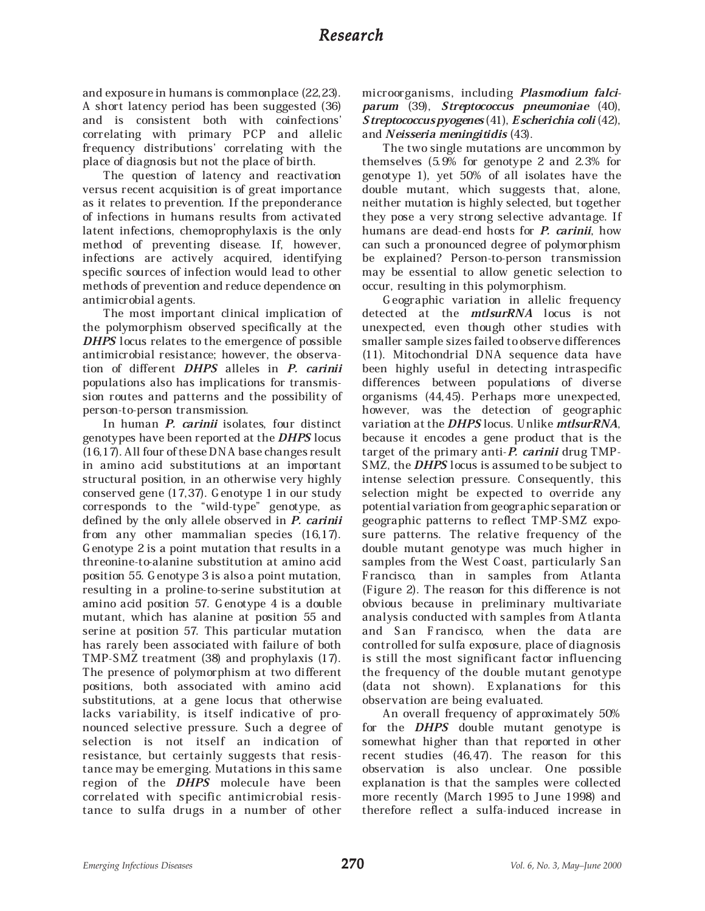and exposure in humans is commonplace (22,23). A short latency period has been suggested (36) and is consistent both with coinfections' correlating with primary PCP and allelic frequency distributions' correlating with the place of diagnosis but not the place of birth.

The question of latency and reactivation versus recent acquisition is of great importance as it relates to prevention. If the preponderance of infections in humans results from activated latent infections, chemoprophylaxis is the only method of preventing disease. If, however, infections are actively acquired, identifying specific sources of infection would lead to other methods of prevention and reduce dependence on antimicrobial agents.

The most important clinical implication of the polymorphism observed specifically at the ***DHPS*** locus relates to the emergence of possible antimicrobial resistance; however, the observation of different ***DHPS*** alleles in ***P. carinii*** populations also has implications for transmission routes and patterns and the possibility of person-to-person transmission.

In human ***P. carinii*** isolates, four distinct genotypes have been reported at the ***DHPS*** locus (16,17). All four of these DNA base changes result in amino acid substitutions at an important structural position, in an otherwise very highly conserved gene (17,37). Genotype 1 in our study corresponds to the "wild-type" genotype, as defined by the only allele observed in ***P. carinii*** from any other mammalian species (16,17). Genotype 2 is a point mutation that results in a threonine-to-alanine substitution at amino acid position 55. Genotype 3 is also a point mutation, resulting in a proline-to-serine substitution at amino acid position 57. Genotype 4 is a double mutant, which has alanine at position 55 and serine at position 57. This particular mutation has rarely been associated with failure of both TMP-SMZ treatment (38) and prophylaxis (17). The presence of polymorphism at two different positions, both associated with amino acid substitutions, at a gene locus that otherwise lacks variability, is itself indicative of pronounced selective pressure. Such a degree of selection is not itself an indication of resistance, but certainly suggests that resistance may be emerging. Mutations in this same region of the ***DHPS*** molecule have been correlated with specific antimicrobial resistance to sulfa drugs in a number of other microorganisms, including ***Plasmodium falciparum*** (39), ***Streptococcus pneumoniae*** (40), ***Streptococcus pyogenes*** (41), ***Escherichia coli*** (42), and ***Neisseria meningitidis*** (43).

The two single mutations are uncommon by themselves (5.9% for genotype 2 and 2.3% for genotype 1), yet 50% of all isolates have the double mutant, which suggests that, alone, neither mutation is highly selected, but together they pose a very strong selective advantage. If humans are dead-end hosts for ***P. carinii***, how can such a pronounced degree of polymorphism be explained? Person-to-person transmission may be essential to allow genetic selection to occur, resulting in this polymorphism.

Geographic variation in allelic frequency detected at the ***mtlsurRNA*** locus is not unexpected, even though other studies with smaller sample sizes failed to observe differences (11). Mitochondrial DNA sequence data have been highly useful in detecting intraspecific differences between populations of diverse organisms (44,45). Perhaps more unexpected, however, was the detection of geographic variation at the ***DHPS*** locus. Unlike ***mtlsurRNA***, because it encodes a gene product that is the target of the primary anti-***P. carinii*** drug TMP-SMZ, the ***DHPS*** locus is assumed to be subject to intense selection pressure. Consequently, this selection might be expected to override any potential variation from geographic separation or geographic patterns to reflect TMP-SMZ exposure patterns. The relative frequency of the double mutant genotype was much higher in samples from the West Coast, particularly San Francisco, than in samples from Atlanta (Figure 2). The reason for this difference is not obvious because in preliminary multivariate analysis conducted with samples from Atlanta and San Francisco, when the data are controlled for sulfa exposure, place of diagnosis is still the most significant factor influencing the frequency of the double mutant genotype (data not shown). Explanations for this observation are being evaluated.

An overall frequency of approximately 50% for the ***DHPS*** double mutant genotype is somewhat higher than that reported in other recent studies (46,47). The reason for this observation is also unclear. One possible explanation is that the samples were collected more recently (March 1995 to June 1998) and therefore reflect a sulfa-induced increase in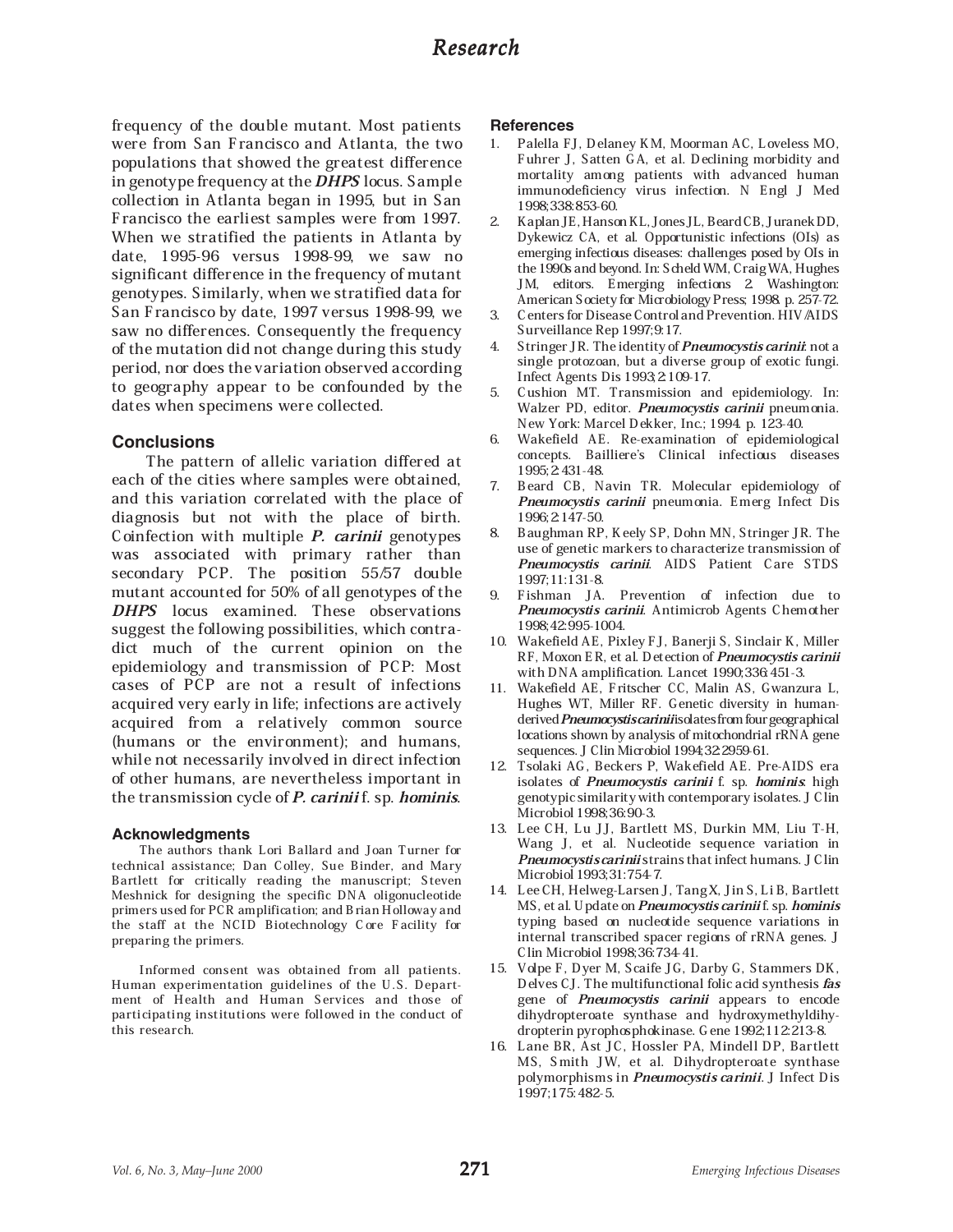frequency of the double mutant. Most patients were from San Francisco and Atlanta, the two populations that showed the greatest difference in genotype frequency at the ***DHPS*** locus. Sample collection in Atlanta began in 1995, but in San Francisco the earliest samples were from 1997. When we stratified the patients in Atlanta by date, 1995-96 versus 1998-99, we saw no significant difference in the frequency of mutant genotypes. Similarly, when we stratified data for San Francisco by date, 1997 versus 1998-99, we saw no differences. Consequently the frequency of the mutation did not change during this study period, nor does the variation observed according to geography appear to be confounded by the dates when specimens were collected.

## Conclusions

The pattern of allelic variation differed at each of the cities where samples were obtained, and this variation correlated with the place of diagnosis but not with the place of birth. Coinfection with multiple *P. carinii* genotypes was associated with primary rather than secondary PCP. The position 55/57 double mutant accounted for 50% of all genotypes of the ***DHPS*** locus examined. These observations suggest the following possibilities, which contradict much of the current opinion on the epidemiology and transmission of PCP: Most cases of PCP are not a result of infections acquired very early in life; infections are actively acquired from a relatively common source (humans or the environment); and humans, while not necessarily involved in direct infection of other humans, are nevertheless important in the transmission cycle of ***P. carinii*** f. sp. ***hominis***.

### Acknowledgments

The authors thank Lori Ballard and Joan Turner for technical assistance; Dan Colley, Sue Binder, and Mary Bartlett for critically reading the manuscript; Steven Meshnick for designing the specific DNA oligonucleotide primers used for PCR amplification; and Brian Holloway and the staff at the NCID Biotechnology Core Facility for preparing the primers.

Informed consent was obtained from all patients. Human experimentation guidelines of the U.S. Department of Health and Human Services and those of participating institutions were followed in the conduct of this research.

## References

1. Palella FJ, Delaney KM, Moorman AC, Loveless MO, Fuhrer J, Satten GA, et al. Declining morbidity and mortality among patients with advanced human immunodeficiency virus infection. N Engl J Med 1998;338:853-60.
2. Kaplan JE, Hanson KL, Jones JL, Beard CB, Juranek DD, Dykewicz CA, et al. Opportunistic infections (OIs) as emerging infectious diseases: challenges posed by OIs in the 1990s and beyond. In: Scheld WM, Craig WA, Hughes JM, editors. Emerging infections 2. Washington: American Society for Microbiology Press; 1998. p. 257-72.
3. Centers for Disease Control and Prevention. HIV/AIDS Surveillance Rep 1997;9:17.
4. Stringer JR. The identity of ***Pneumocystis carinii***: not a single protozoan, but a diverse group of exotic fungi. Infect Agents Dis 1993;2:109-17.
5. Cushion MT. Transmission and epidemiology. In: Walzer PD, editor. ***Pneumocystis carinii*** pneumonia. New York: Marcel Dekker, Inc.; 1994. p. 123-40.
6. Wakefield AE. Re-examination of epidemiological concepts. Bailliere's Clinical infectious diseases 1995;2:431-48.
7. Beard CB, Navin TR. Molecular epidemiology of ***Pneumocystis carinii*** pneumonia. Emerg Infect Dis 1996;2:147-50.
8. Baughman RP, Keely SP, Dohn MN, Stringer JR. The use of genetic markers to characterize transmission of ***Pneumocystis carinii***. AIDS Patient Care STDS 1997;11:131-8.
9. Fishman JA. Prevention of infection due to ***Pneumocystis carinii***. Antimicrob Agents Chemother 1998;42:995-1004.
10. Wakefield AE, Pixley FJ, Banerji S, Sinclair K, Miller RF, Moxon ER, et al. Detection of ***Pneumocystis carinii*** with DNA amplification. Lancet 1990;336:451-3.
11. Wakefield AE, Fritscher CC, Malin AS, Gwanzura L, Hughes WT, Miller RF. Genetic diversity in human-derived ***Pneumocystis carinii*** isolates from four geographical locations shown by analysis of mitochondrial rRNA gene sequences. J Clin Microbiol 1994;32:2959-61.
12. Tsolaki AG, Beckers P, Wakefield AE. Pre-AIDS era isolates of ***Pneumocystis carinii*** f. sp. ***hominis***: high genotypic similarity with contemporary isolates. J Clin Microbiol 1998;36:90-3.
13. Lee CH, Lu JJ, Bartlett MS, Durkin MM, Liu T-H, Wang J, et al. Nucleotide sequence variation in ***Pneumocystis carinii*** strains that infect humans. J Clin Microbiol 1993;31:754-7.
14. Lee CH, Helweg-Larsen J, Tang X, Jin S, Li B, Bartlett MS, et al. Update on ***Pneumocystis carinii*** f. sp. ***hominis*** typing based on nucleotide sequence variations in internal transcribed spacer regions of rRNA genes. J Clin Microbiol 1998;36:734-41.
15. Volpe F, Dyer M, Scaife JG, Darby G, Stammers DK, Delves CJ. The multifunctional folic acid synthesis ***fas*** gene of ***Pneumocystis carinii*** appears to encode dihydropteroate synthase and hydroxymethyldihydropterin pyrophosphokinase. Gene 1992;112:213-8.
16. Lane BR, Ast JC, Hossler PA, Mindell DP, Bartlett MS, Smith JW, et al. Dihydropteroate synthase polymorphisms in ***Pneumocystis carinii***. J Infect Dis 1997;175:482-5.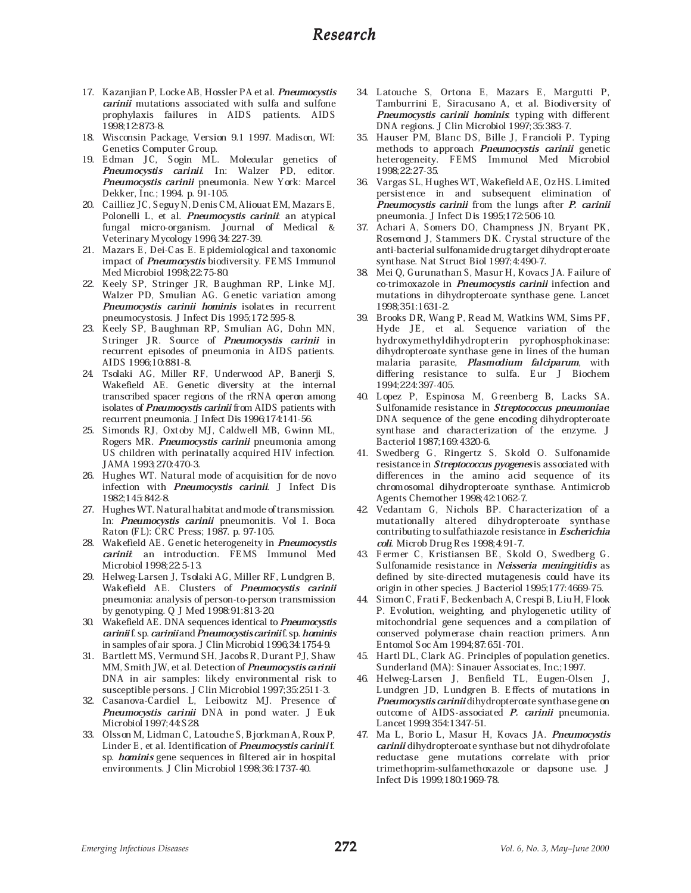17. Kazanjian P, Locke AB, Hossler PA et al. ***Pneumocystis carinii*** mutations associated with sulfa and sulfone prophylaxis failures in AIDS patients. AIDS 1998;12:873-8.
18. Wisconsin Package, Version 9.1 1997. Madison, WI: Genetics Computer Group.
19. Edman JC, Sogin ML. Molecular genetics of ***Pneumocystis carinii***. In: Walzer PD, editor. ***Pneumocystis carinii*** pneumonia. New York: Marcel Dekker, Inc.; 1994. p. 91-105.
20. Cailliez JC, Seguy N, Denis CM, Aliouat EM, Mazars E, Polonelli L, et al. ***Pneumocystis carinii***: an atypical fungal micro-organism. Journal of Medical & Veterinary Mycology 1996;34:227-39.
21. Mazars E, Dei-Cas E. Epidemiological and taxonomic impact of ***Pneumocystis*** biodiversity. FEMS Immunol Med Microbiol 1998;22:75-80.
22. Keely SP, Stringer JR, Baughman RP, Linke MJ, Walzer PD, Smulian AG. Genetic variation among ***Pneumocystis carinii hominis*** isolates in recurrent pneumocystosis. J Infect Dis 1995;172:595-8.
23. Keely SP, Baughman RP, Smulian AG, Dohn MN, Stringer JR. Source of ***Pneumocystis carinii*** in recurrent episodes of pneumonia in AIDS patients. AIDS 1996;10:881-8.
24. Tsolaki AG, Miller RF, Underwood AP, Banerji S, Wakefield AE. Genetic diversity at the internal transcribed spacer regions of the rRNA operon among isolates of ***Pneumocystis carinii*** from AIDS patients with recurrent pneumonia. J Infect Dis 1996;174:141-56.
25. Simonds RJ, Oxtoby MJ, Caldwell MB, Gwinn ML, Rogers MR. ***Pneumocystis carinii*** pneumonia among US children with perinatally acquired HIV infection. JAMA 1993;270:470-3.
26. Hughes WT. Natural mode of acquisition for de novo infection with ***Pneumocystis carinii***. J Infect Dis 1982;145:842-8.
27. Hughes WT. Natural habitat and mode of transmission. In: ***Pneumocystis carinii*** pneumonitis. Vol I. Boca Raton (FL): CRC Press; 1987. p. 97-105.
28. Wakefield AE. Genetic heterogeneity in ***Pneumocystis carinii***: an introduction. FEMS Immunol Med Microbiol 1998;22:5-13.
29. Helweg-Larsen J, Tsolaki AG, Miller RF, Lundgren B, Wakefield AE. Clusters of ***Pneumocystis carinii*** pneumonia: analysis of person-to-person transmission by genotyping. Q J Med 1998:91:813-20.
30. Wakefield AE. DNA sequences identical to ***Pneumocystis carinii*** f. sp. ***carinii*** and ***Pneumocystis carinii*** f. sp. ***hominis*** in samples of air spora. J Clin Microbiol 1996;34:1754-9.
31. Bartlett MS, Vermund SH, Jacobs R, Durant PJ, Shaw MM, Smith JW, et al. Detection of ***Pneumocystis carinii*** DNA in air samples: likely environmental risk to susceptible persons. J Clin Microbiol 1997;35:2511-3.
32. Casanova-Cardiel L, Leibowitz MJ. Presence of ***Pneumocystis carinii*** DNA in pond water. J Euk Microbiol 1997;44:S28.
33. Olsson M, Lidman C, Latouche S, Bjorkman A, Roux P, Linder E, et al. Identification of ***Pneumocystis carinii*** f. sp. ***hominis*** gene sequences in filtered air in hospital environments. J Clin Microbiol 1998;36:1737-40.
34. Latouche S, Ortona E, Mazars E, Margutti P, Tamburrini E, Siracusano A, et al. Biodiversity of ***Pneumocystis carinii hominis***: typing with different DNA regions. J Clin Microbiol 1997;35:383-7.
35. Hauser PM, Blanc DS, Bille J, Francioli P. Typing methods to approach ***Pneumocystis carinii*** genetic heterogeneity. FEMS Immunol Med Microbiol 1998;22:27-35.
36. Vargas SL, Hughes WT, Wakefield AE, Oz HS. Limited persistence in and subsequent elimination of ***Pneumocystis carinii*** from the lungs after ***P. carinii*** pneumonia. J Infect Dis 1995;172:506-10.
37. Achari A, Somers DO, Champness JN, Bryant PK, Rosemond J, Stammers DK. Crystal structure of the anti-bacterial sulfonamide drug target dihydropteroate synthase. Nat Struct Biol 1997;4:490-7.
38. Mei Q, Gurunathan S, Masur H, Kovacs JA. Failure of co-trimoxazole in ***Pneumocystis carinii*** infection and mutations in dihydropteroate synthase gene. Lancet 1998;351:1631-2.
39. Brooks DR, Wang P, Read M, Watkins WM, Sims PF, Hyde JE, et al. Sequence variation of the hydroxymethyldihydropterin pyrophosphokinase: dihydropteroate synthase gene in lines of the human malaria parasite, ***Plasmodium falciparum***, with differing resistance to sulfa. Eur J Biochem 1994;224:397-405.
40. Lopez P, Espinosa M, Greenberg B, Lacks SA. Sulfonamide resistance in ***Streptococcus pneumoniae***: DNA sequence of the gene encoding dihydropteroate synthase and characterization of the enzyme. J Bacteriol 1987;169:4320-6.
41. Swedberg G, Ringertz S, Skold O. Sulfonamide resistance in ***Streptococcus pyogenes*** is associated with differences in the amino acid sequence of its chromosomal dihydropteroate synthase. Antimicrob Agents Chemother 1998;42:1062-7.
42. Vedantam G, Nichols BP. Characterization of a mutationally altered dihydropteroate synthase contributing to sulfathiazole resistance in ***Escherichia coli***. Microb Drug Res 1998;4:91-7.
43. Fermer C, Kristiansen BE, Skold O, Swedberg G. Sulfonamide resistance in ***Neisseria meningitidis*** as defined by site-directed mutagenesis could have its origin in other species. J Bacteriol 1995;177:4669-75.
44. Simon C, Frati F, Beckenbach A, Crespi B, Liu H, Flook P. Evolution, weighting, and phylogenetic utility of mitochondrial gene sequences and a compilation of conserved polymerase chain reaction primers. Ann Entomol Soc Am 1994;87:651-701.
45. Hartl DL, Clark AG. Principles of population genetics. Sunderland (MA): Sinauer Associates, Inc.;1997.
46. Helweg-Larsen J, Benfield TL, Eugen-Olsen J, Lundgren JD, Lundgren B. Effects of mutations in ***Pneumocystis carinii*** dihydropteroate synthase gene on outcome of AIDS-associated ***P. carinii*** pneumonia. Lancet 1999;354:1347-51.
47. Ma L, Borio L, Masur H, Kovacs JA. ***Pneumocystis carinii*** dihydropteroate synthase but not dihydrofolate reductase gene mutations correlate with prior trimethoprim-sulfamethoxazole or dapsone use. J Infect Dis 1999;180:1969-78.